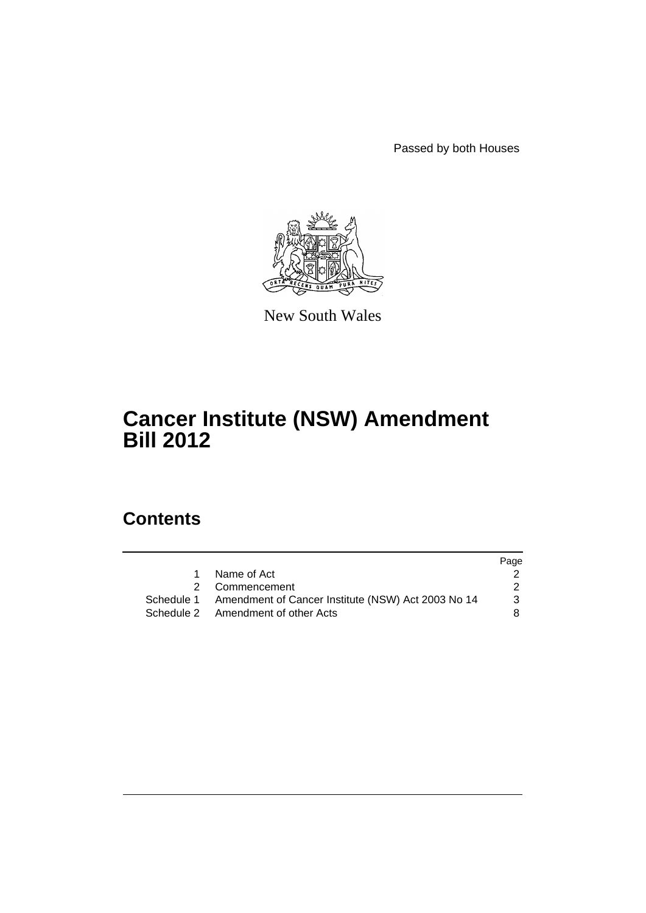Passed by both Houses

New South Wales

# Cancer Institute (NSW) Amendment Bill 2012

## Contents

| | | Page |
|---|---|---|
| 1 | Name of Act | 2 |
| 2 | Commencement | 2 |
| Schedule 1 | Amendment of Cancer Institute (NSW) Act 2003 No 14 | 3 |
| Schedule 2 | Amendment of other Acts | 8 |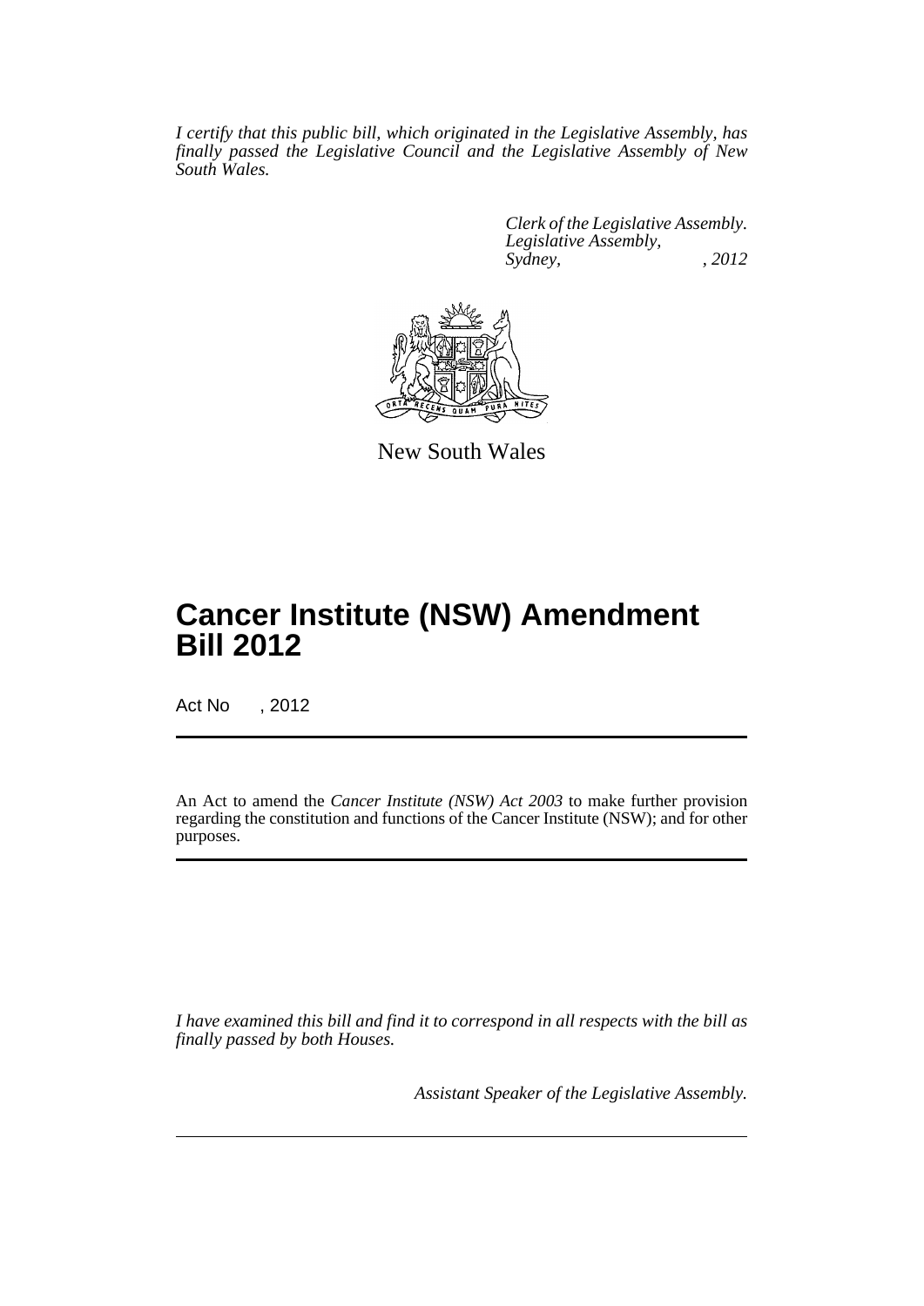*I certify that this public bill, which originated in the Legislative Assembly, has finally passed the Legislative Council and the Legislative Assembly of New South Wales.*

*Clerk of the Legislative Assembly.*
*Legislative Assembly,*
*Sydney, , 2012*

New South Wales

# Cancer Institute (NSW) Amendment Bill 2012

Act No , 2012

An Act to amend the *Cancer Institute (NSW) Act 2003* to make further provision regarding the constitution and functions of the Cancer Institute (NSW); and for other purposes.

*I have examined this bill and find it to correspond in all respects with the bill as finally passed by both Houses.*

*Assistant Speaker of the Legislative Assembly.*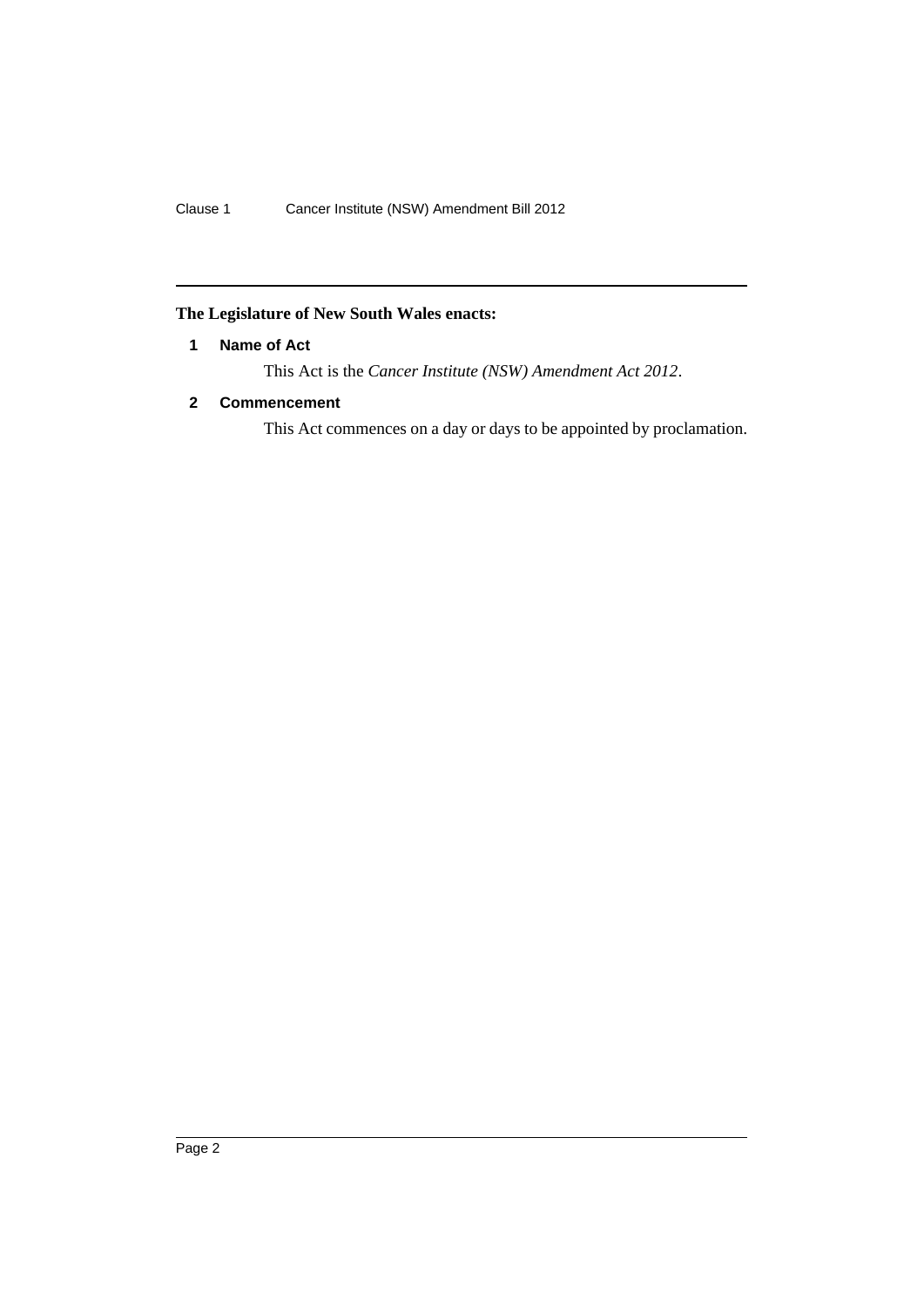**The Legislature of New South Wales enacts:**

### 1 Name of Act

This Act is the *Cancer Institute (NSW) Amendment Act 2012*.

### 2 Commencement

This Act commences on a day or days to be appointed by proclamation.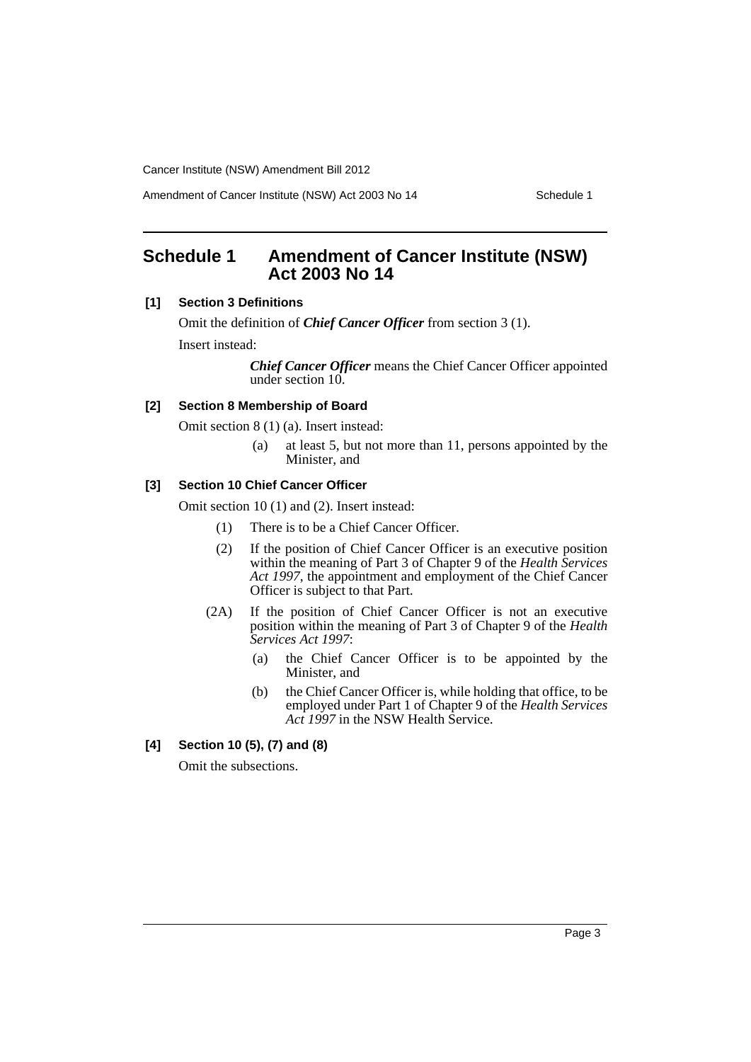# Schedule 1 Amendment of Cancer Institute (NSW) Act 2003 No 14

**[1] Section 3 Definitions**

Omit the definition of ***Chief Cancer Officer*** from section 3 (1).

Insert instead:

> ***Chief Cancer Officer*** means the Chief Cancer Officer appointed under section 10.

**[2] Section 8 Membership of Board**

Omit section 8 (1) (a). Insert instead:

> (a) at least 5, but not more than 11, persons appointed by the Minister, and

**[3] Section 10 Chief Cancer Officer**

Omit section 10 (1) and (2). Insert instead:

> (1) There is to be a Chief Cancer Officer.
>
> (2) If the position of Chief Cancer Officer is an executive position within the meaning of Part 3 of Chapter 9 of the *Health Services Act 1997*, the appointment and employment of the Chief Cancer Officer is subject to that Part.
>
> (2A) If the position of Chief Cancer Officer is not an executive position within the meaning of Part 3 of Chapter 9 of the *Health Services Act 1997*:
>
> (a) the Chief Cancer Officer is to be appointed by the Minister, and
>
> (b) the Chief Cancer Officer is, while holding that office, to be employed under Part 1 of Chapter 9 of the *Health Services Act 1997* in the NSW Health Service.

**[4] Section 10 (5), (7) and (8)**

Omit the subsections.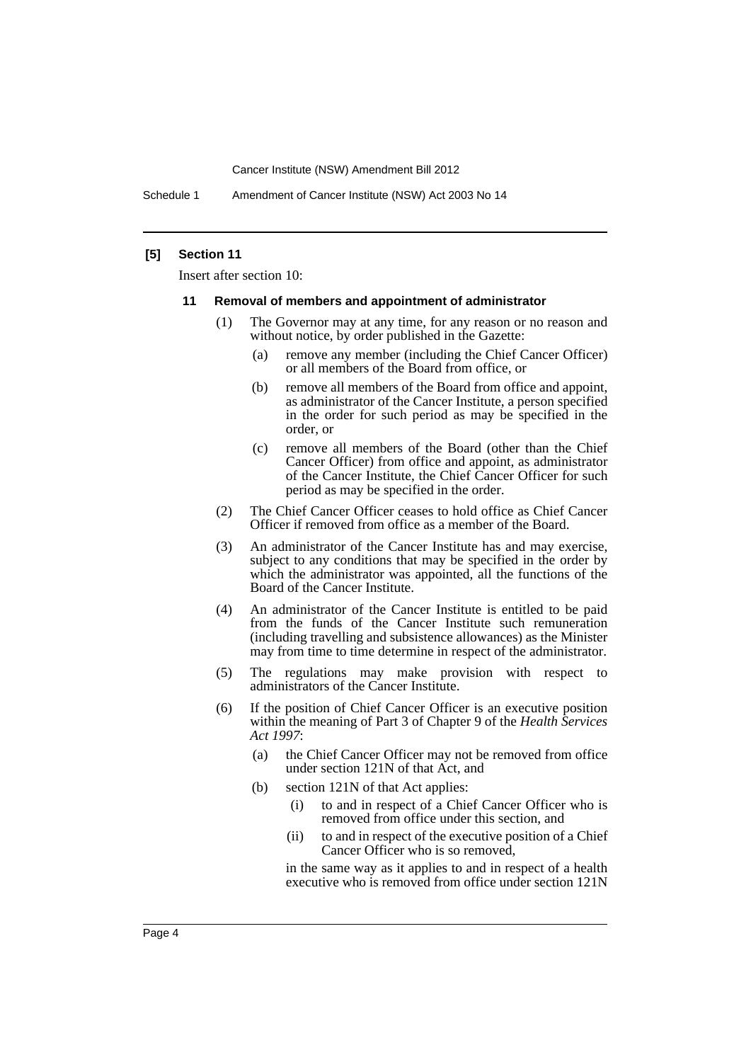**[5] Section 11**

Insert after section 10:

**11 Removal of members and appointment of administrator**

(1) The Governor may at any time, for any reason or no reason and without notice, by order published in the Gazette:

(a) remove any member (including the Chief Cancer Officer) or all members of the Board from office, or

(b) remove all members of the Board from office and appoint, as administrator of the Cancer Institute, a person specified in the order for such period as may be specified in the order, or

(c) remove all members of the Board (other than the Chief Cancer Officer) from office and appoint, as administrator of the Cancer Institute, the Chief Cancer Officer for such period as may be specified in the order.

(2) The Chief Cancer Officer ceases to hold office as Chief Cancer Officer if removed from office as a member of the Board.

(3) An administrator of the Cancer Institute has and may exercise, subject to any conditions that may be specified in the order by which the administrator was appointed, all the functions of the Board of the Cancer Institute.

(4) An administrator of the Cancer Institute is entitled to be paid from the funds of the Cancer Institute such remuneration (including travelling and subsistence allowances) as the Minister may from time to time determine in respect of the administrator.

(5) The regulations may make provision with respect to administrators of the Cancer Institute.

(6) If the position of Chief Cancer Officer is an executive position within the meaning of Part 3 of Chapter 9 of the *Health Services Act 1997*:

(a) the Chief Cancer Officer may not be removed from office under section 121N of that Act, and

(b) section 121N of that Act applies:

(i) to and in respect of a Chief Cancer Officer who is removed from office under this section, and

(ii) to and in respect of the executive position of a Chief Cancer Officer who is so removed,

in the same way as it applies to and in respect of a health executive who is removed from office under section 121N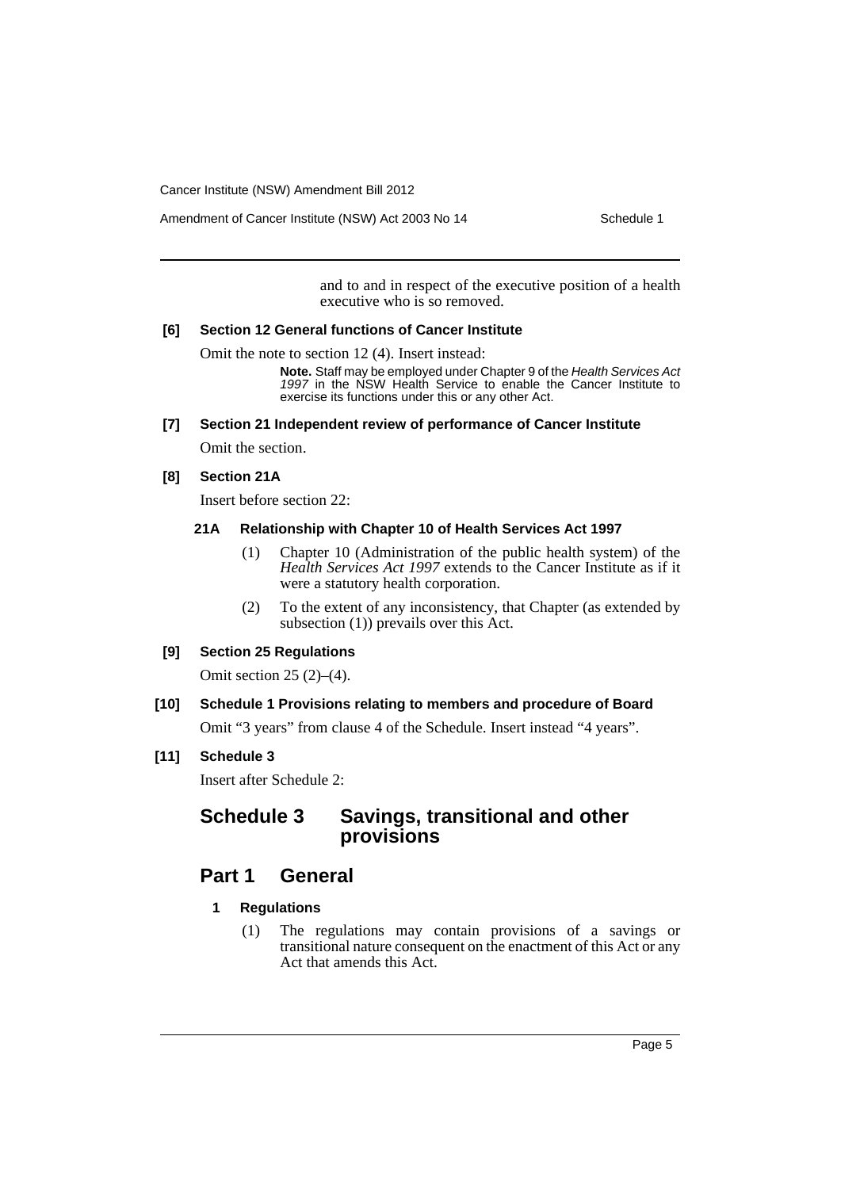and to and in respect of the executive position of a health executive who is so removed.

### [6] Section 12 General functions of Cancer Institute

Omit the note to section 12 (4). Insert instead:

> **Note.** Staff may be employed under Chapter 9 of the *Health Services Act 1997* in the NSW Health Service to enable the Cancer Institute to exercise its functions under this or any other Act.

### [7] Section 21 Independent review of performance of Cancer Institute

Omit the section.

### [8] Section 21A

Insert before section 22:

#### 21A Relationship with Chapter 10 of Health Services Act 1997

(1) Chapter 10 (Administration of the public health system) of the *Health Services Act 1997* extends to the Cancer Institute as if it were a statutory health corporation.

(2) To the extent of any inconsistency, that Chapter (as extended by subsection (1)) prevails over this Act.

### [9] Section 25 Regulations

Omit section 25 (2)–(4).

### [10] Schedule 1 Provisions relating to members and procedure of Board

Omit "3 years" from clause 4 of the Schedule. Insert instead "4 years".

### [11] Schedule 3

Insert after Schedule 2:

## Schedule 3 Savings, transitional and other provisions

## Part 1 General

#### 1 Regulations

(1) The regulations may contain provisions of a savings or transitional nature consequent on the enactment of this Act or any Act that amends this Act.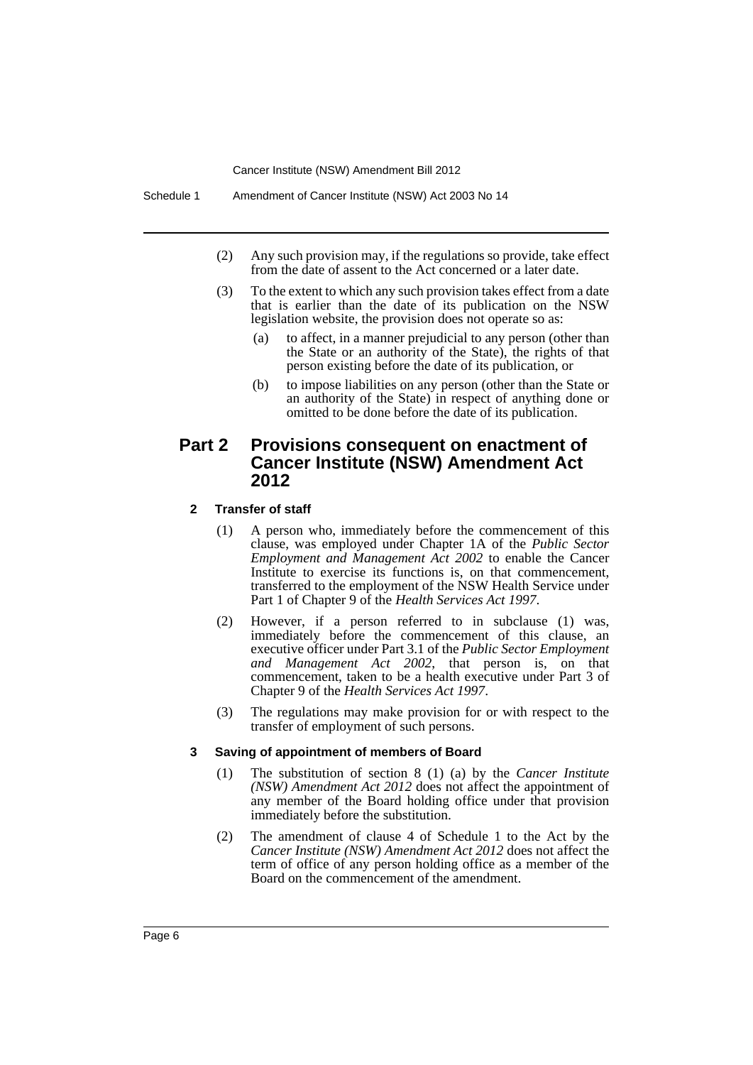(2) Any such provision may, if the regulations so provide, take effect from the date of assent to the Act concerned or a later date.

(3) To the extent to which any such provision takes effect from a date that is earlier than the date of its publication on the NSW legislation website, the provision does not operate so as:

(a) to affect, in a manner prejudicial to any person (other than the State or an authority of the State), the rights of that person existing before the date of its publication, or

(b) to impose liabilities on any person (other than the State or an authority of the State) in respect of anything done or omitted to be done before the date of its publication.

## Part 2 Provisions consequent on enactment of Cancer Institute (NSW) Amendment Act 2012

### 2 Transfer of staff

(1) A person who, immediately before the commencement of this clause, was employed under Chapter 1A of the *Public Sector Employment and Management Act 2002* to enable the Cancer Institute to exercise its functions is, on that commencement, transferred to the employment of the NSW Health Service under Part 1 of Chapter 9 of the *Health Services Act 1997*.

(2) However, if a person referred to in subclause (1) was, immediately before the commencement of this clause, an executive officer under Part 3.1 of the *Public Sector Employment and Management Act 2002*, that person is, on that commencement, taken to be a health executive under Part 3 of Chapter 9 of the *Health Services Act 1997*.

(3) The regulations may make provision for or with respect to the transfer of employment of such persons.

### 3 Saving of appointment of members of Board

(1) The substitution of section 8 (1) (a) by the *Cancer Institute (NSW) Amendment Act 2012* does not affect the appointment of any member of the Board holding office under that provision immediately before the substitution.

(2) The amendment of clause 4 of Schedule 1 to the Act by the *Cancer Institute (NSW) Amendment Act 2012* does not affect the term of office of any person holding office as a member of the Board on the commencement of the amendment.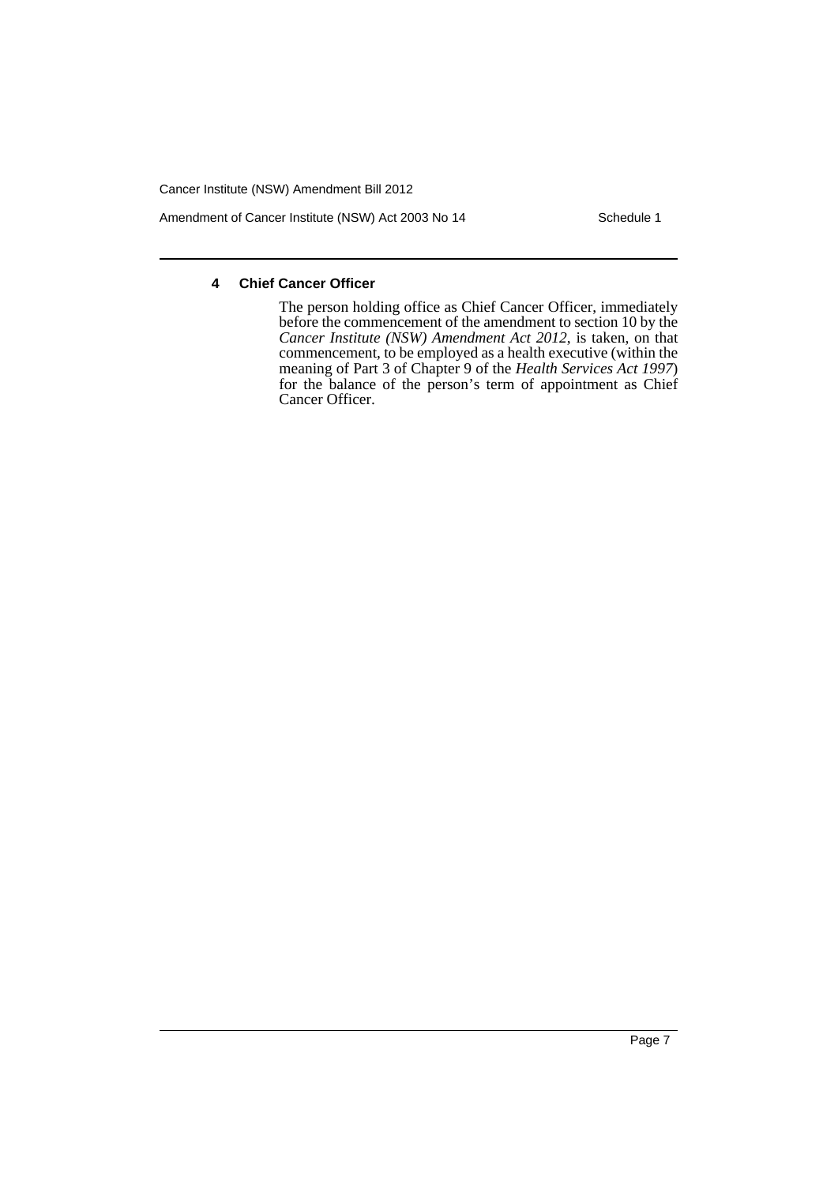#### 4 Chief Cancer Officer

The person holding office as Chief Cancer Officer, immediately before the commencement of the amendment to section 10 by the *Cancer Institute (NSW) Amendment Act 2012*, is taken, on that commencement, to be employed as a health executive (within the meaning of Part 3 of Chapter 9 of the *Health Services Act 1997*) for the balance of the person's term of appointment as Chief Cancer Officer.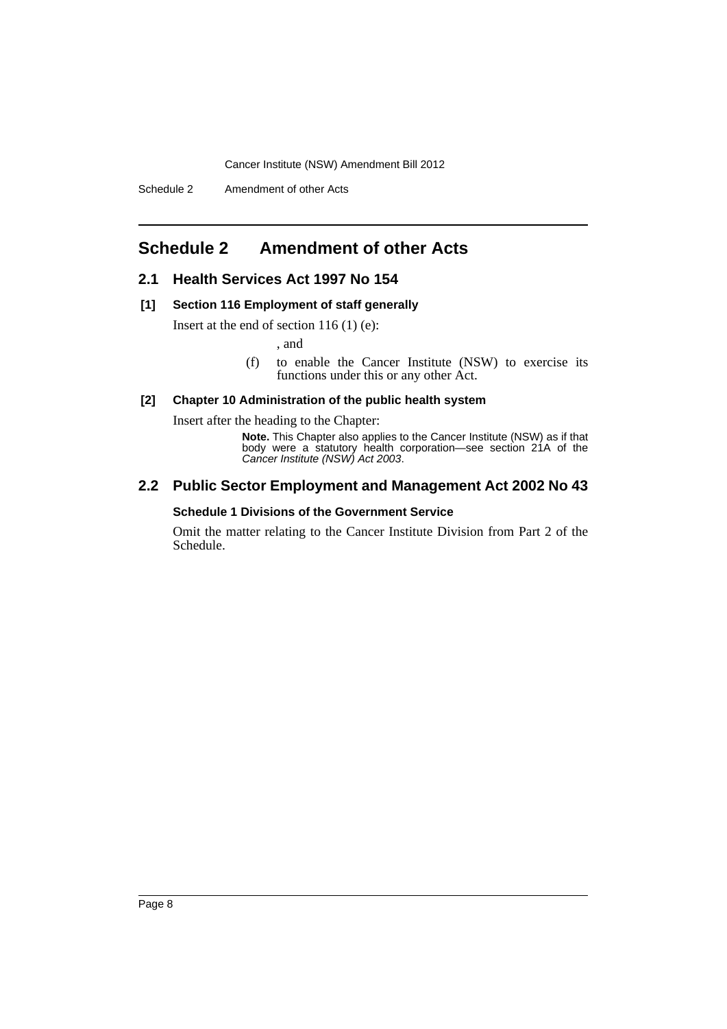# Schedule 2 Amendment of other Acts

## 2.1 Health Services Act 1997 No 154

### [1] Section 116 Employment of staff generally

Insert at the end of section 116 (1) (e):

, and

(f) to enable the Cancer Institute (NSW) to exercise its functions under this or any other Act.

### [2] Chapter 10 Administration of the public health system

Insert after the heading to the Chapter:

**Note.** This Chapter also applies to the Cancer Institute (NSW) as if that body were a statutory health corporation—see section 21A of the *Cancer Institute (NSW) Act 2003*.

## 2.2 Public Sector Employment and Management Act 2002 No 43

### Schedule 1 Divisions of the Government Service

Omit the matter relating to the Cancer Institute Division from Part 2 of the Schedule.